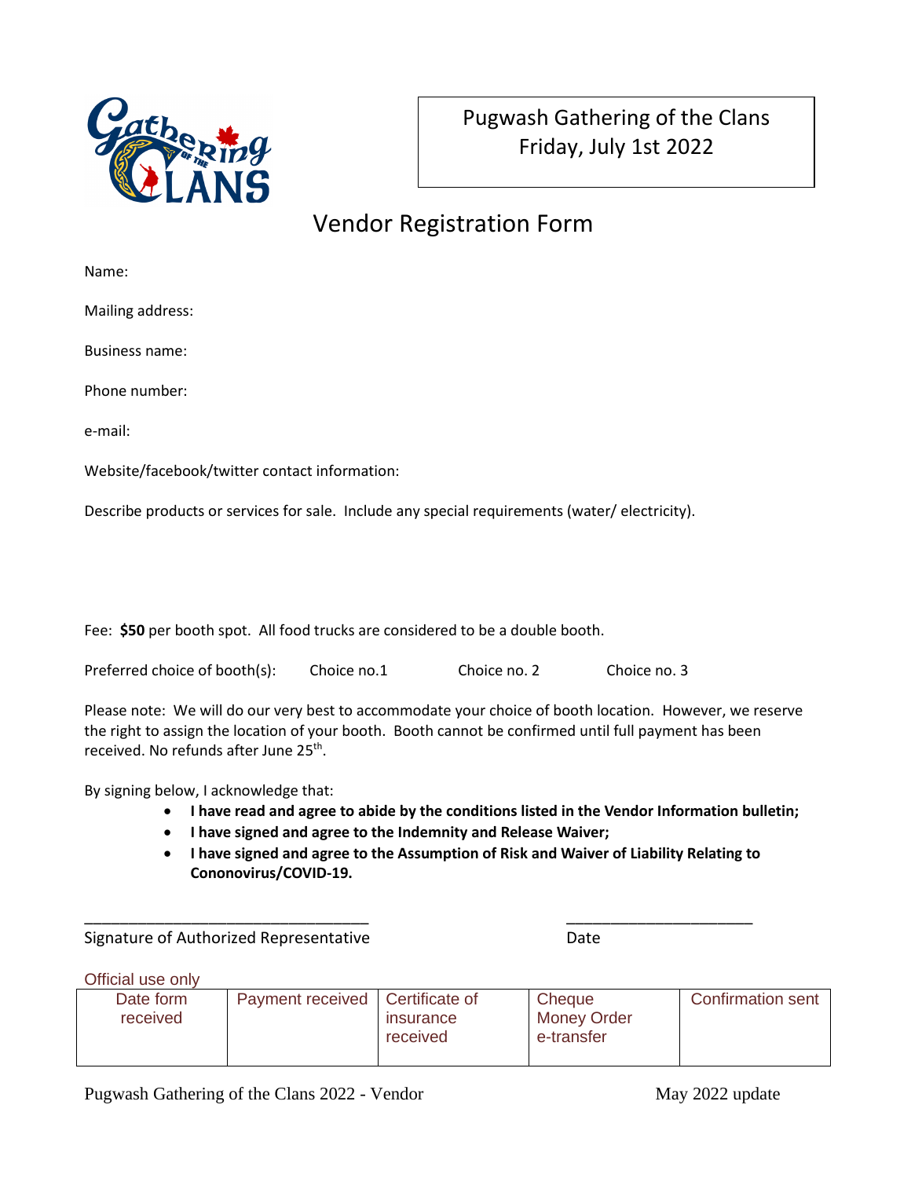Pugwash Gathering of the Clans
Friday, July 1st 2022

# Vendor Registration Form

Name:

Mailing address:

Business name:

Phone number:

e-mail:

Website/facebook/twitter contact information:

Describe products or services for sale. Include any special requirements (water/ electricity).

Fee: **$50** per booth spot. All food trucks are considered to be a double booth.

Preferred choice of booth(s): Choice no.1 Choice no. 2 Choice no. 3

Please note: We will do our very best to accommodate your choice of booth location. However, we reserve the right to assign the location of your booth. Booth cannot be confirmed until full payment has been received. No refunds after June 25th.

By signing below, I acknowledge that:

- **I have read and agree to abide by the conditions listed in the Vendor Information bulletin;**
- **I have signed and agree to the Indemnity and Release Waiver;**
- **I have signed and agree to the Assumption of Risk and Waiver of Liability Relating to Cononovirus/COVID-19.**

\_\_\_\_\_\_\_\_\_\_\_\_\_\_\_\_\_\_\_\_\_\_\_\_\_\_\_\_\_\_\_\_ \_\_\_\_\_\_\_\_\_\_\_\_\_\_\_\_\_\_\_\_\_\_

Signature of Authorized Representative Date

Official use only

| Date form received | Payment received | Certificate of insurance received | Cheque Money Order e-transfer | Confirmation sent |
|---|---|---|---|---|
| | | | | |

Pugwash Gathering of the Clans 2022 - Vendor May 2022 update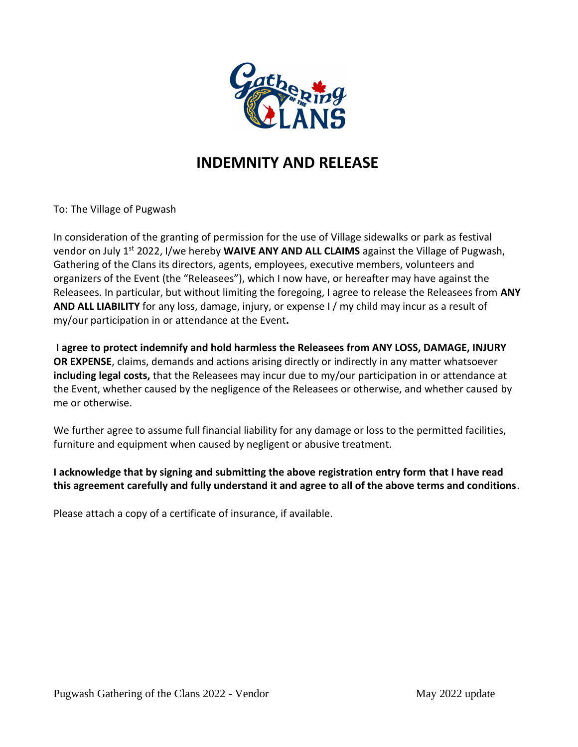# INDEMNITY AND RELEASE

To: The Village of Pugwash

In consideration of the granting of permission for the use of Village sidewalks or park as festival vendor on July 1st 2022, I/we hereby **WAIVE ANY AND ALL CLAIMS** against the Village of Pugwash, Gathering of the Clans its directors, agents, employees, executive members, volunteers and organizers of the Event (the "Releasees"), which I now have, or hereafter may have against the Releasees. In particular, but without limiting the foregoing, I agree to release the Releasees from **ANY AND ALL LIABILITY** for any loss, damage, injury, or expense I / my child may incur as a result of my/our participation in or attendance at the Event**.**

**I agree to protect indemnify and hold harmless the Releasees from ANY LOSS, DAMAGE, INJURY OR EXPENSE**, claims, demands and actions arising directly or indirectly in any matter whatsoever **including legal costs,** that the Releasees may incur due to my/our participation in or attendance at the Event, whether caused by the negligence of the Releasees or otherwise, and whether caused by me or otherwise.

We further agree to assume full financial liability for any damage or loss to the permitted facilities, furniture and equipment when caused by negligent or abusive treatment.

**I acknowledge that by signing and submitting the above registration entry form that I have read this agreement carefully and fully understand it and agree to all of the above terms and conditions**.

Please attach a copy of a certificate of insurance, if available.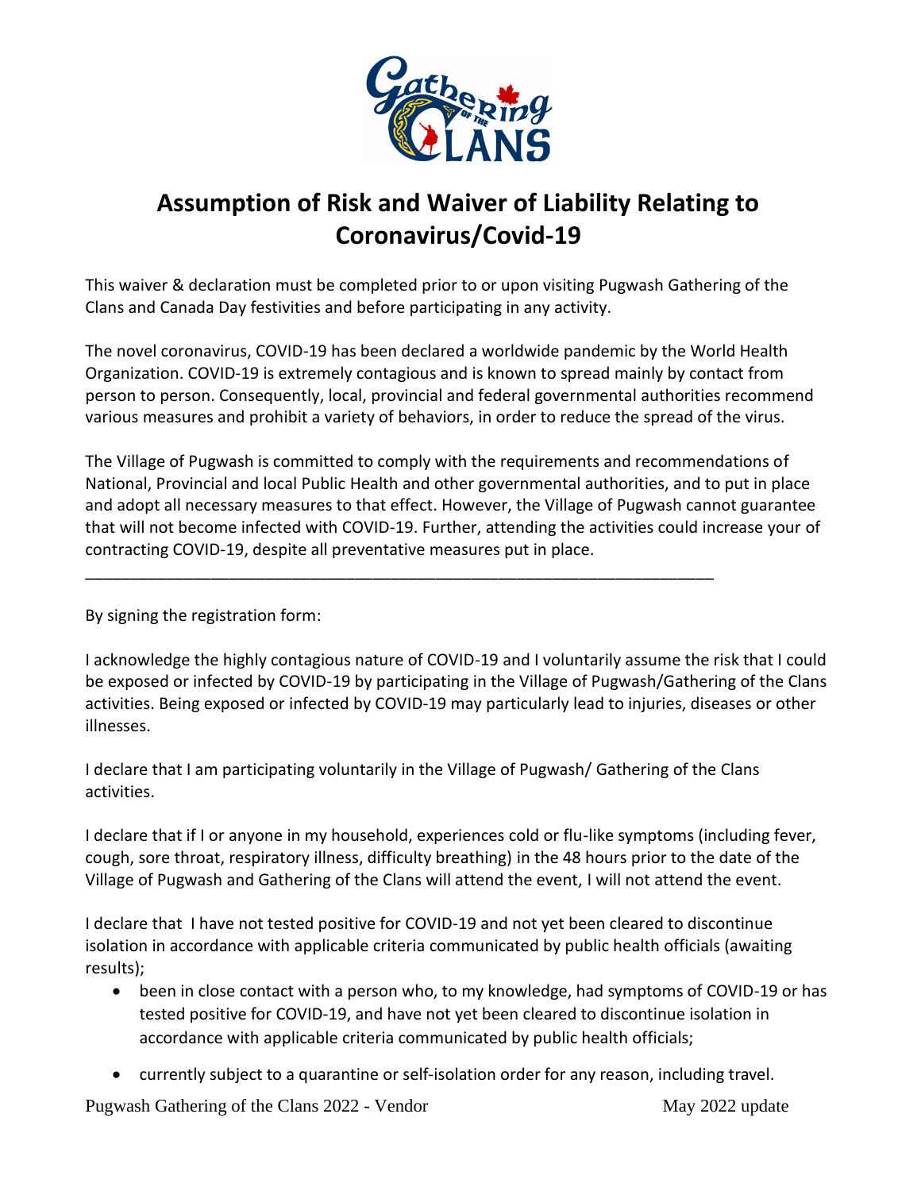# Assumption of Risk and Waiver of Liability Relating to Coronavirus/Covid-19

This waiver & declaration must be completed prior to or upon visiting Pugwash Gathering of the Clans and Canada Day festivities and before participating in any activity.

The novel coronavirus, COVID-19 has been declared a worldwide pandemic by the World Health Organization. COVID-19 is extremely contagious and is known to spread mainly by contact from person to person. Consequently, local, provincial and federal governmental authorities recommend various measures and prohibit a variety of behaviors, in order to reduce the spread of the virus.

The Village of Pugwash is committed to comply with the requirements and recommendations of National, Provincial and local Public Health and other governmental authorities, and to put in place and adopt all necessary measures to that effect. However, the Village of Pugwash cannot guarantee that will not become infected with COVID-19. Further, attending the activities could increase your of contracting COVID-19, despite all preventative measures put in place.

---

By signing the registration form:

I acknowledge the highly contagious nature of COVID-19 and I voluntarily assume the risk that I could be exposed or infected by COVID-19 by participating in the Village of Pugwash/Gathering of the Clans activities. Being exposed or infected by COVID-19 may particularly lead to injuries, diseases or other illnesses.

I declare that I am participating voluntarily in the Village of Pugwash/ Gathering of the Clans activities.

I declare that if I or anyone in my household, experiences cold or flu-like symptoms (including fever, cough, sore throat, respiratory illness, difficulty breathing) in the 48 hours prior to the date of the Village of Pugwash and Gathering of the Clans will attend the event, I will not attend the event.

I declare that I have not tested positive for COVID-19 and not yet been cleared to discontinue isolation in accordance with applicable criteria communicated by public health officials (awaiting results);

- been in close contact with a person who, to my knowledge, had symptoms of COVID-19 or has tested positive for COVID-19, and have not yet been cleared to discontinue isolation in accordance with applicable criteria communicated by public health officials;
- currently subject to a quarantine or self-isolation order for any reason, including travel.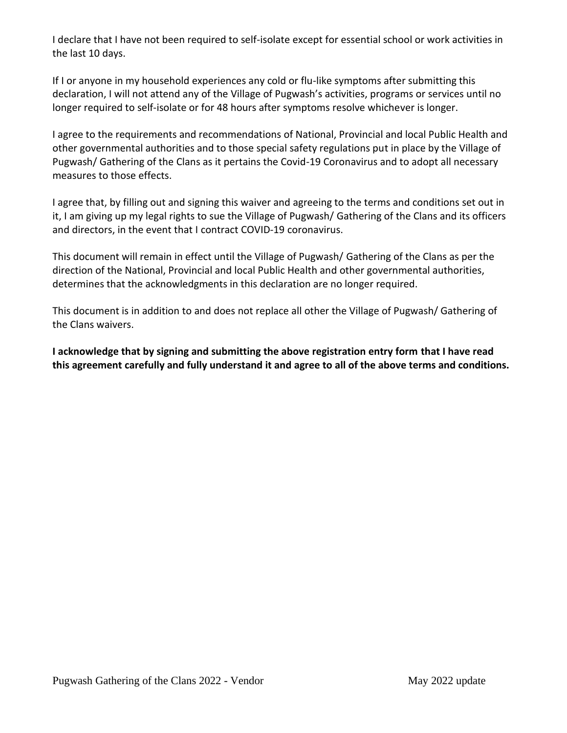I declare that I have not been required to self-isolate except for essential school or work activities in the last 10 days.

If I or anyone in my household experiences any cold or flu-like symptoms after submitting this declaration, I will not attend any of the Village of Pugwash's activities, programs or services until no longer required to self-isolate or for 48 hours after symptoms resolve whichever is longer.

I agree to the requirements and recommendations of National, Provincial and local Public Health and other governmental authorities and to those special safety regulations put in place by the Village of Pugwash/ Gathering of the Clans as it pertains the Covid-19 Coronavirus and to adopt all necessary measures to those effects.

I agree that, by filling out and signing this waiver and agreeing to the terms and conditions set out in it, I am giving up my legal rights to sue the Village of Pugwash/ Gathering of the Clans and its officers and directors, in the event that I contract COVID-19 coronavirus.

This document will remain in effect until the Village of Pugwash/ Gathering of the Clans as per the direction of the National, Provincial and local Public Health and other governmental authorities, determines that the acknowledgments in this declaration are no longer required.

This document is in addition to and does not replace all other the Village of Pugwash/ Gathering of the Clans waivers.

**I acknowledge that by signing and submitting the above registration entry form that I have read this agreement carefully and fully understand it and agree to all of the above terms and conditions.**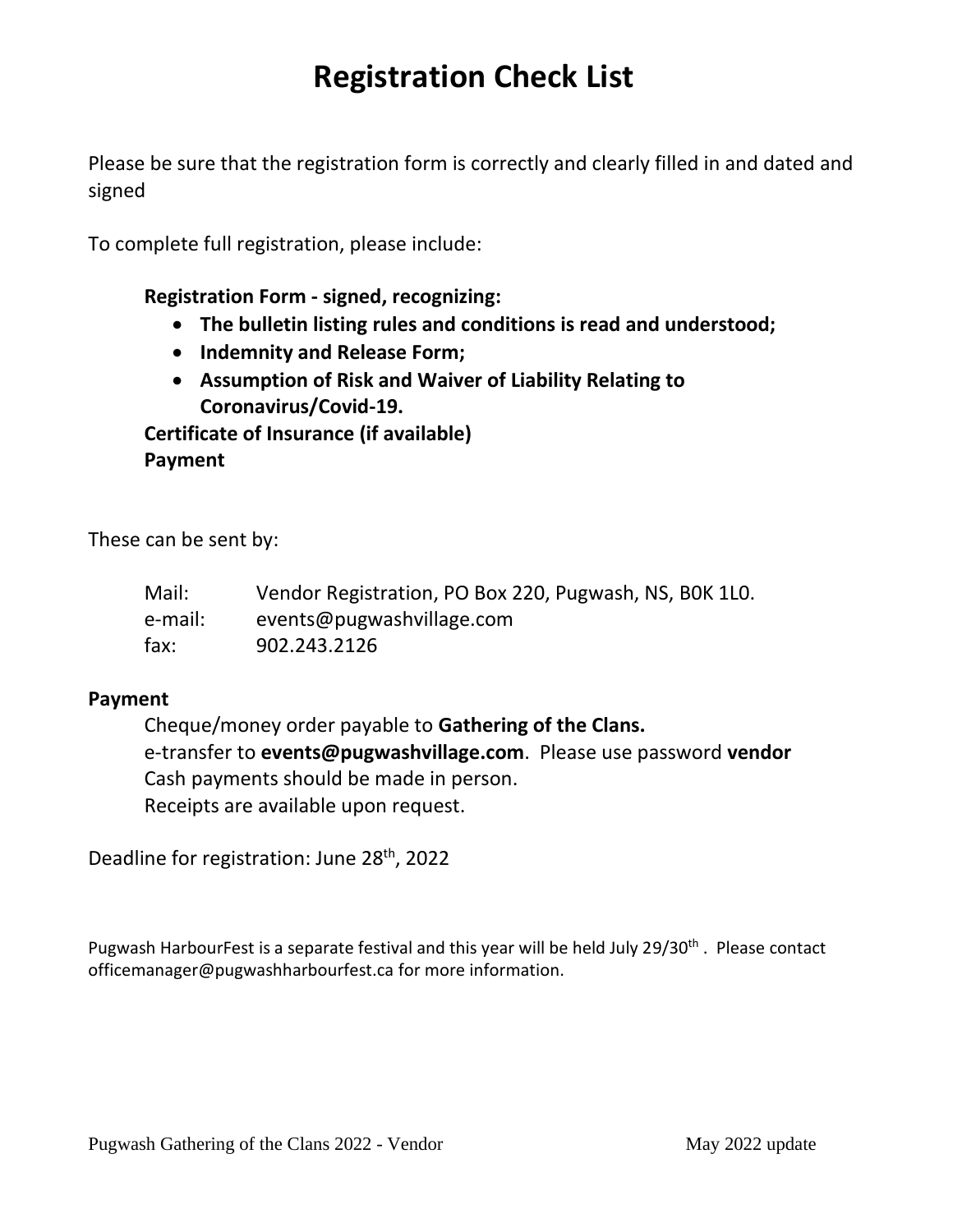# Registration Check List

Please be sure that the registration form is correctly and clearly filled in and dated and signed

To complete full registration, please include:

**Registration Form - signed, recognizing:**

- **The bulletin listing rules and conditions is read and understood;**
- **Indemnity and Release Form;**
- **Assumption of Risk and Waiver of Liability Relating to Coronavirus/Covid-19.**

**Certificate of Insurance (if available)**
**Payment**

These can be sent by:

Mail: Vendor Registration, PO Box 220, Pugwash, NS, B0K 1L0.
e-mail: events@pugwashvillage.com
fax: 902.243.2126

**Payment**

Cheque/money order payable to **Gathering of the Clans.**
e-transfer to **events@pugwashvillage.com**. Please use password **vendor**
Cash payments should be made in person.
Receipts are available upon request.

Deadline for registration: June 28th, 2022

Pugwash HarbourFest is a separate festival and this year will be held July 29/30th . Please contact officemanager@pugwashharbourfest.ca for more information.